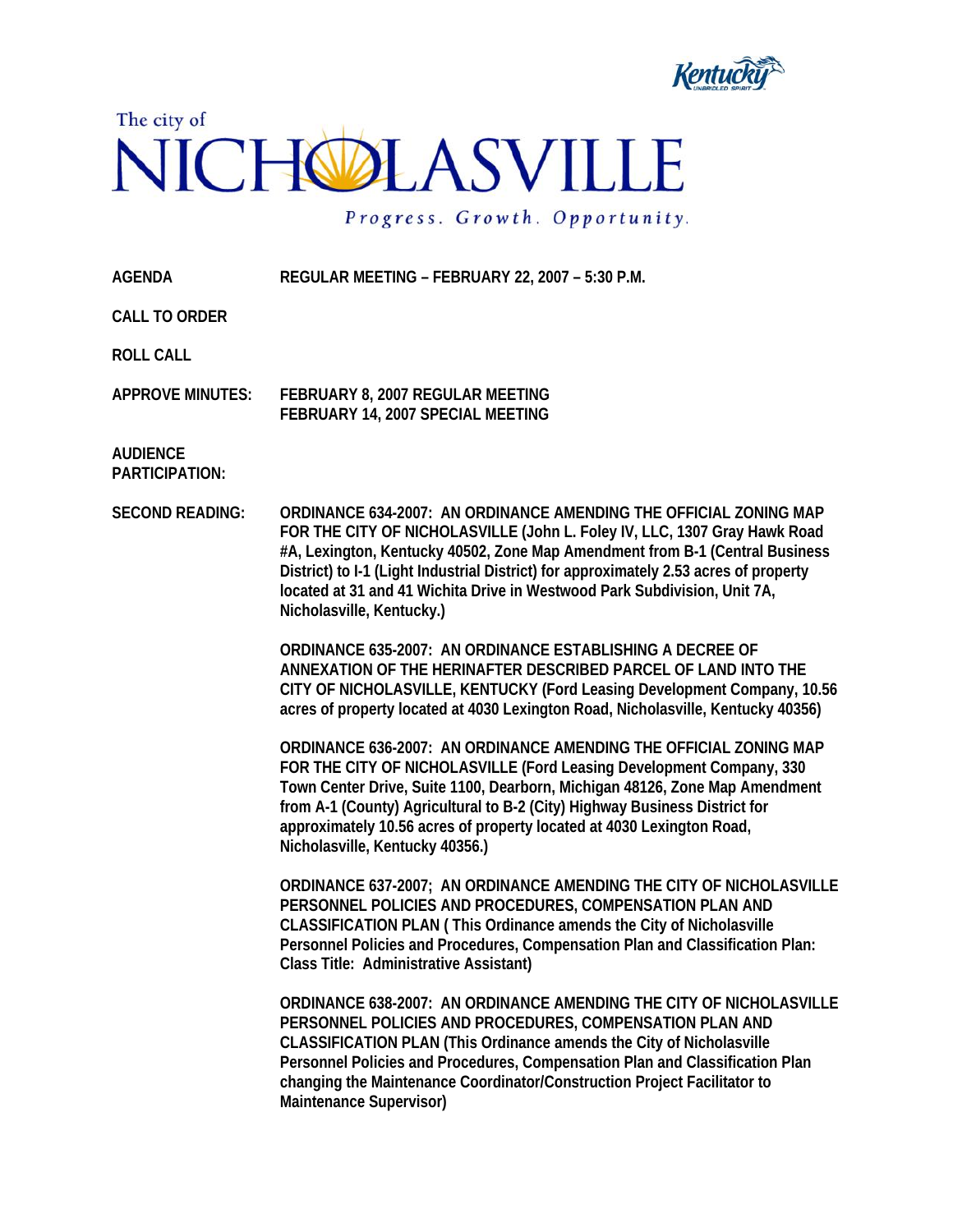Kentucky UNBRIDLED SPIRIT

The city of

# NICHOLASVILLE

*Progress. Growth. Opportunity.*

**AGENDA** **REGULAR MEETING – FEBRUARY 22, 2007 – 5:30 P.M.**

**CALL TO ORDER**

**ROLL CALL**

**APPROVE MINUTES:** **FEBRUARY 8, 2007 REGULAR MEETING**
**FEBRUARY 14, 2007 SPECIAL MEETING**

**AUDIENCE PARTICIPATION:**

**SECOND READING:** **ORDINANCE 634-2007: AN ORDINANCE AMENDING THE OFFICIAL ZONING MAP FOR THE CITY OF NICHOLASVILLE (John L. Foley IV, LLC, 1307 Gray Hawk Road #A, Lexington, Kentucky 40502, Zone Map Amendment from B-1 (Central Business District) to I-1 (Light Industrial District) for approximately 2.53 acres of property located at 31 and 41 Wichita Drive in Westwood Park Subdivision, Unit 7A, Nicholasville, Kentucky.)**

**ORDINANCE 635-2007: AN ORDINANCE ESTABLISHING A DECREE OF ANNEXATION OF THE HERINAFTER DESCRIBED PARCEL OF LAND INTO THE CITY OF NICHOLASVILLE, KENTUCKY (Ford Leasing Development Company, 10.56 acres of property located at 4030 Lexington Road, Nicholasville, Kentucky 40356)**

**ORDINANCE 636-2007: AN ORDINANCE AMENDING THE OFFICIAL ZONING MAP FOR THE CITY OF NICHOLASVILLE (Ford Leasing Development Company, 330 Town Center Drive, Suite 1100, Dearborn, Michigan 48126, Zone Map Amendment from A-1 (County) Agricultural to B-2 (City) Highway Business District for approximately 10.56 acres of property located at 4030 Lexington Road, Nicholasville, Kentucky 40356.)**

**ORDINANCE 637-2007; AN ORDINANCE AMENDING THE CITY OF NICHOLASVILLE PERSONNEL POLICIES AND PROCEDURES, COMPENSATION PLAN AND CLASSIFICATION PLAN ( This Ordinance amends the City of Nicholasville Personnel Policies and Procedures, Compensation Plan and Classification Plan: Class Title: Administrative Assistant)**

**ORDINANCE 638-2007: AN ORDINANCE AMENDING THE CITY OF NICHOLASVILLE PERSONNEL POLICIES AND PROCEDURES, COMPENSATION PLAN AND CLASSIFICATION PLAN (This Ordinance amends the City of Nicholasville Personnel Policies and Procedures, Compensation Plan and Classification Plan changing the Maintenance Coordinator/Construction Project Facilitator to Maintenance Supervisor)**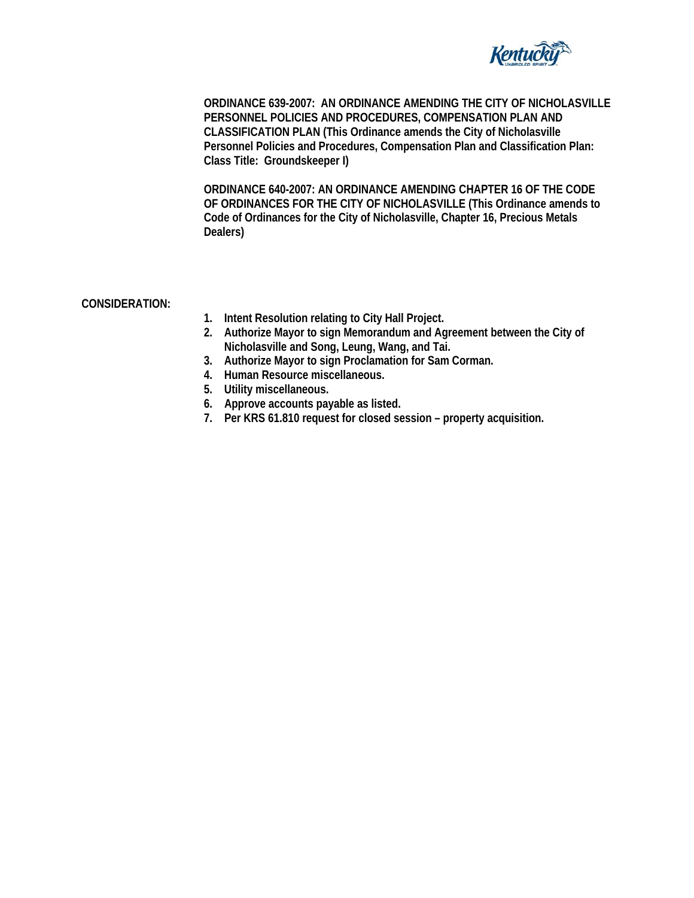**ORDINANCE 639-2007: AN ORDINANCE AMENDING THE CITY OF NICHOLASVILLE PERSONNEL POLICIES AND PROCEDURES, COMPENSATION PLAN AND CLASSIFICATION PLAN (This Ordinance amends the City of Nicholasville Personnel Policies and Procedures, Compensation Plan and Classification Plan: Class Title: Groundskeeper I)**

**ORDINANCE 640-2007: AN ORDINANCE AMENDING CHAPTER 16 OF THE CODE OF ORDINANCES FOR THE CITY OF NICHOLASVILLE (This Ordinance amends to Code of Ordinances for the City of Nicholasville, Chapter 16, Precious Metals Dealers)**

**CONSIDERATION:**

1. **Intent Resolution relating to City Hall Project.**
2. **Authorize Mayor to sign Memorandum and Agreement between the City of Nicholasville and Song, Leung, Wang, and Tai.**
3. **Authorize Mayor to sign Proclamation for Sam Corman.**
4. **Human Resource miscellaneous.**
5. **Utility miscellaneous.**
6. **Approve accounts payable as listed.**
7. **Per KRS 61.810 request for closed session – property acquisition.**